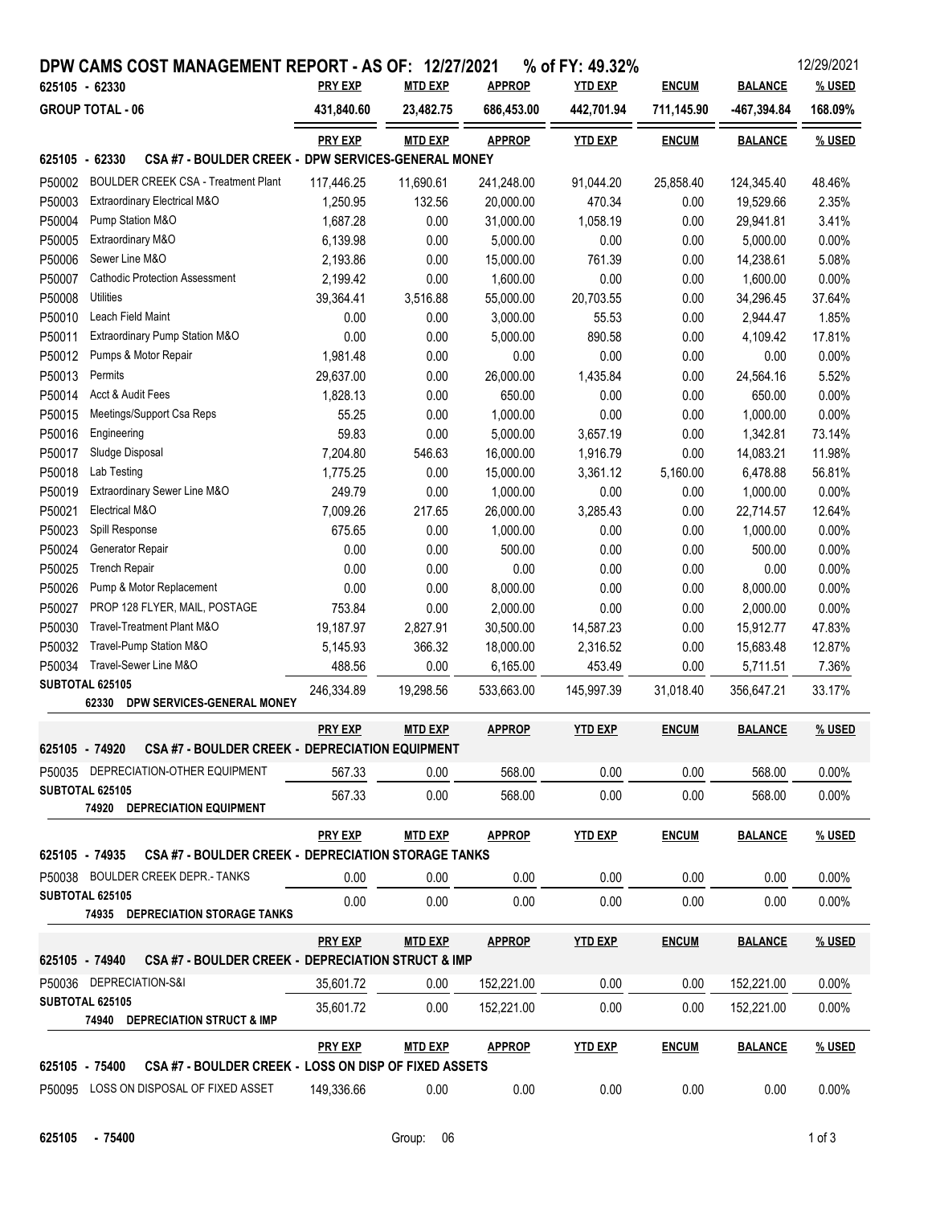# DPW CAMS COST MANAGEMENT REPORT - AS OF: 12/27/2021 % of FY: 49.32%

12/29/2021

| 625105 - 62330 | PRY EXP | MTD EXP | APPROP | YTD EXP | ENCUM | BALANCE | % USED |
|---|---|---|---|---|---|---|---|
| **GROUP TOTAL - 06** | **431,840.60** | **23,482.75** | **686,453.00** | **442,701.94** | **711,145.90** | **-467,394.84** | **168.09%** |

## 625105 - 62330 CSA #7 - BOULDER CREEK - DPW SERVICES-GENERAL MONEY

| | | PRY EXP | MTD EXP | APPROP | YTD EXP | ENCUM | BALANCE | % USED |
|---|---|---|---|---|---|---|---|---|
| P50002 | BOULDER CREEK CSA - Treatment Plant | 117,446.25 | 11,690.61 | 241,248.00 | 91,044.20 | 25,858.40 | 124,345.40 | 48.46% |
| P50003 | Extraordinary Electrical M&O | 1,250.95 | 132.56 | 20,000.00 | 470.34 | 0.00 | 19,529.66 | 2.35% |
| P50004 | Pump Station M&O | 1,687.28 | 0.00 | 31,000.00 | 1,058.19 | 0.00 | 29,941.81 | 3.41% |
| P50005 | Extraordinary M&O | 6,139.98 | 0.00 | 5,000.00 | 0.00 | 0.00 | 5,000.00 | 0.00% |
| P50006 | Sewer Line M&O | 2,193.86 | 0.00 | 15,000.00 | 761.39 | 0.00 | 14,238.61 | 5.08% |
| P50007 | Cathodic Protection Assessment | 2,199.42 | 0.00 | 1,600.00 | 0.00 | 0.00 | 1,600.00 | 0.00% |
| P50008 | Utilities | 39,364.41 | 3,516.88 | 55,000.00 | 20,703.55 | 0.00 | 34,296.45 | 37.64% |
| P50010 | Leach Field Maint | 0.00 | 0.00 | 3,000.00 | 55.53 | 0.00 | 2,944.47 | 1.85% |
| P50011 | Extraordinary Pump Station M&O | 0.00 | 0.00 | 5,000.00 | 890.58 | 0.00 | 4,109.42 | 17.81% |
| P50012 | Pumps & Motor Repair | 1,981.48 | 0.00 | 0.00 | 0.00 | 0.00 | 0.00 | 0.00% |
| P50013 | Permits | 29,637.00 | 0.00 | 26,000.00 | 1,435.84 | 0.00 | 24,564.16 | 5.52% |
| P50014 | Acct & Audit Fees | 1,828.13 | 0.00 | 650.00 | 0.00 | 0.00 | 650.00 | 0.00% |
| P50015 | Meetings/Support Csa Reps | 55.25 | 0.00 | 1,000.00 | 0.00 | 0.00 | 1,000.00 | 0.00% |
| P50016 | Engineering | 59.83 | 0.00 | 5,000.00 | 3,657.19 | 0.00 | 1,342.81 | 73.14% |
| P50017 | Sludge Disposal | 7,204.80 | 546.63 | 16,000.00 | 1,916.79 | 0.00 | 14,083.21 | 11.98% |
| P50018 | Lab Testing | 1,775.25 | 0.00 | 15,000.00 | 3,361.12 | 5,160.00 | 6,478.88 | 56.81% |
| P50019 | Extraordinary Sewer Line M&O | 249.79 | 0.00 | 1,000.00 | 0.00 | 0.00 | 1,000.00 | 0.00% |
| P50021 | Electrical M&O | 7,009.26 | 217.65 | 26,000.00 | 3,285.43 | 0.00 | 22,714.57 | 12.64% |
| P50023 | Spill Response | 675.65 | 0.00 | 1,000.00 | 0.00 | 0.00 | 1,000.00 | 0.00% |
| P50024 | Generator Repair | 0.00 | 0.00 | 500.00 | 0.00 | 0.00 | 500.00 | 0.00% |
| P50025 | Trench Repair | 0.00 | 0.00 | 0.00 | 0.00 | 0.00 | 0.00 | 0.00% |
| P50026 | Pump & Motor Replacement | 0.00 | 0.00 | 8,000.00 | 0.00 | 0.00 | 8,000.00 | 0.00% |
| P50027 | PROP 128 FLYER, MAIL, POSTAGE | 753.84 | 0.00 | 2,000.00 | 0.00 | 0.00 | 2,000.00 | 0.00% |
| P50030 | Travel-Treatment Plant M&O | 19,187.97 | 2,827.91 | 30,500.00 | 14,587.23 | 0.00 | 15,912.77 | 47.83% |
| P50032 | Travel-Pump Station M&O | 5,145.93 | 366.32 | 18,000.00 | 2,316.52 | 0.00 | 15,683.48 | 12.87% |
| P50034 | Travel-Sewer Line M&O | 488.56 | 0.00 | 6,165.00 | 453.49 | 0.00 | 5,711.51 | 7.36% |
| **SUBTOTAL 625105** | **62330 DPW SERVICES-GENERAL MONEY** | 246,334.89 | 19,298.56 | 533,663.00 | 145,997.39 | 31,018.40 | 356,647.21 | 33.17% |

## 625105 - 74920 CSA #7 - BOULDER CREEK - DEPRECIATION EQUIPMENT

| | | PRY EXP | MTD EXP | APPROP | YTD EXP | ENCUM | BALANCE | % USED |
|---|---|---|---|---|---|---|---|---|
| P50035 | DEPRECIATION-OTHER EQUIPMENT | 567.33 | 0.00 | 568.00 | 0.00 | 0.00 | 568.00 | 0.00% |
| **SUBTOTAL 625105** | **74920 DEPRECIATION EQUIPMENT** | 567.33 | 0.00 | 568.00 | 0.00 | 0.00 | 568.00 | 0.00% |

## 625105 - 74935 CSA #7 - BOULDER CREEK - DEPRECIATION STORAGE TANKS

| | | PRY EXP | MTD EXP | APPROP | YTD EXP | ENCUM | BALANCE | % USED |
|---|---|---|---|---|---|---|---|---|
| P50038 | BOULDER CREEK DEPR.- TANKS | 0.00 | 0.00 | 0.00 | 0.00 | 0.00 | 0.00 | 0.00% |
| **SUBTOTAL 625105** | **74935 DEPRECIATION STORAGE TANKS** | 0.00 | 0.00 | 0.00 | 0.00 | 0.00 | 0.00 | 0.00% |

## 625105 - 74940 CSA #7 - BOULDER CREEK - DEPRECIATION STRUCT & IMP

| | | PRY EXP | MTD EXP | APPROP | YTD EXP | ENCUM | BALANCE | % USED |
|---|---|---|---|---|---|---|---|---|
| P50036 | DEPRECIATION-S&I | 35,601.72 | 0.00 | 152,221.00 | 0.00 | 0.00 | 152,221.00 | 0.00% |
| **SUBTOTAL 625105** | **74940 DEPRECIATION STRUCT & IMP** | 35,601.72 | 0.00 | 152,221.00 | 0.00 | 0.00 | 152,221.00 | 0.00% |

## 625105 - 75400 CSA #7 - BOULDER CREEK - LOSS ON DISP OF FIXED ASSETS

| | | PRY EXP | MTD EXP | APPROP | YTD EXP | ENCUM | BALANCE | % USED |
|---|---|---|---|---|---|---|---|---|
| P50095 | LOSS ON DISPOSAL OF FIXED ASSET | 149,336.66 | 0.00 | 0.00 | 0.00 | 0.00 | 0.00 | 0.00% |

625105 - 75400 Group: 06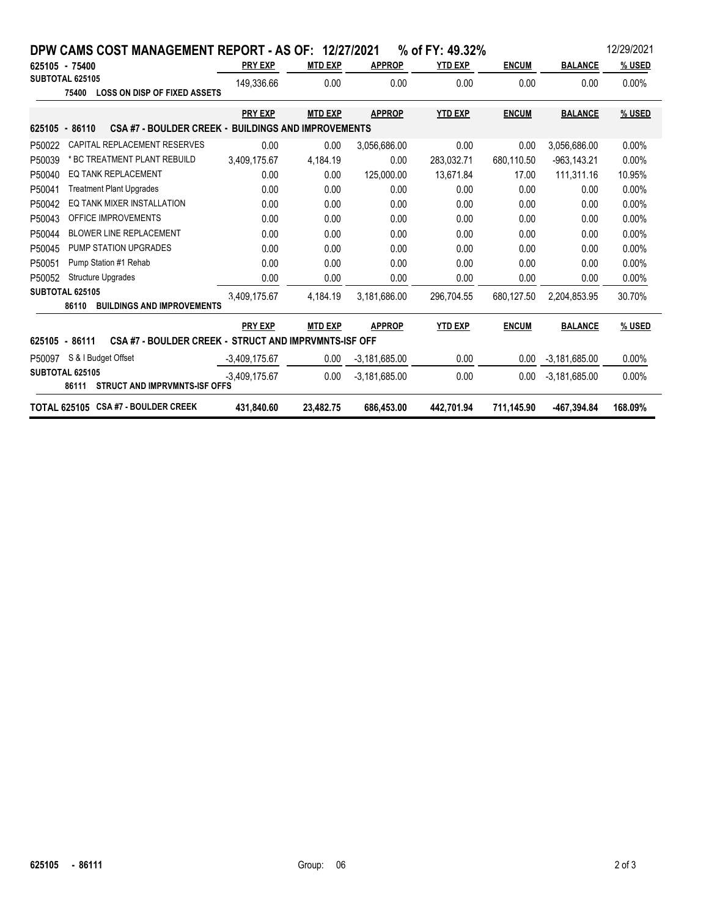# DPW CAMS COST MANAGEMENT REPORT - AS OF: 12/27/2021 % of FY: 49.32%

12/29/2021

| 625105 - 75400 | | PRY EXP | MTD EXP | APPROP | YTD EXP | ENCUM | BALANCE | % USED |
|---|---|---|---|---|---|---|---|---|
| **SUBTOTAL 625105** | **75400 LOSS ON DISP OF FIXED ASSETS** | 149,336.66 | 0.00 | 0.00 | 0.00 | 0.00 | 0.00 | 0.00% |

| | | PRY EXP | MTD EXP | APPROP | YTD EXP | ENCUM | BALANCE | % USED |
|---|---|---|---|---|---|---|---|---|
| **625105 - 86110** | **CSA #7 - BOULDER CREEK - BUILDINGS AND IMPROVEMENTS** | | | | | | | |
| P50022 | CAPITAL REPLACEMENT RESERVES | 0.00 | 0.00 | 3,056,686.00 | 0.00 | 0.00 | 3,056,686.00 | 0.00% |
| P50039 | * BC TREATMENT PLANT REBUILD | 3,409,175.67 | 4,184.19 | 0.00 | 283,032.71 | 680,110.50 | -963,143.21 | 0.00% |
| P50040 | EQ TANK REPLACEMENT | 0.00 | 0.00 | 125,000.00 | 13,671.84 | 17.00 | 111,311.16 | 10.95% |
| P50041 | Treatment Plant Upgrades | 0.00 | 0.00 | 0.00 | 0.00 | 0.00 | 0.00 | 0.00% |
| P50042 | EQ TANK MIXER INSTALLATION | 0.00 | 0.00 | 0.00 | 0.00 | 0.00 | 0.00 | 0.00% |
| P50043 | OFFICE IMPROVEMENTS | 0.00 | 0.00 | 0.00 | 0.00 | 0.00 | 0.00 | 0.00% |
| P50044 | BLOWER LINE REPLACEMENT | 0.00 | 0.00 | 0.00 | 0.00 | 0.00 | 0.00 | 0.00% |
| P50045 | PUMP STATION UPGRADES | 0.00 | 0.00 | 0.00 | 0.00 | 0.00 | 0.00 | 0.00% |
| P50051 | Pump Station #1 Rehab | 0.00 | 0.00 | 0.00 | 0.00 | 0.00 | 0.00 | 0.00% |
| P50052 | Structure Upgrades | 0.00 | 0.00 | 0.00 | 0.00 | 0.00 | 0.00 | 0.00% |
| **SUBTOTAL 625105** | **86110 BUILDINGS AND IMPROVEMENTS** | 3,409,175.67 | 4,184.19 | 3,181,686.00 | 296,704.55 | 680,127.50 | 2,204,853.95 | 30.70% |

| | | PRY EXP | MTD EXP | APPROP | YTD EXP | ENCUM | BALANCE | % USED |
|---|---|---|---|---|---|---|---|---|
| **625105 - 86111** | **CSA #7 - BOULDER CREEK - STRUCT AND IMPRVMNTS-ISF OFF** | | | | | | | |
| P50097 | S & I Budget Offset | -3,409,175.67 | 0.00 | -3,181,685.00 | 0.00 | 0.00 | -3,181,685.00 | 0.00% |
| **SUBTOTAL 625105** | **86111 STRUCT AND IMPRVMNTS-ISF OFFS** | -3,409,175.67 | 0.00 | -3,181,685.00 | 0.00 | 0.00 | -3,181,685.00 | 0.00% |
| **TOTAL 625105** | **CSA #7 - BOULDER CREEK** | **431,840.60** | **23,482.75** | **686,453.00** | **442,701.94** | **711,145.90** | **-467,394.84** | **168.09%** |

625105 - 86111 Group: 06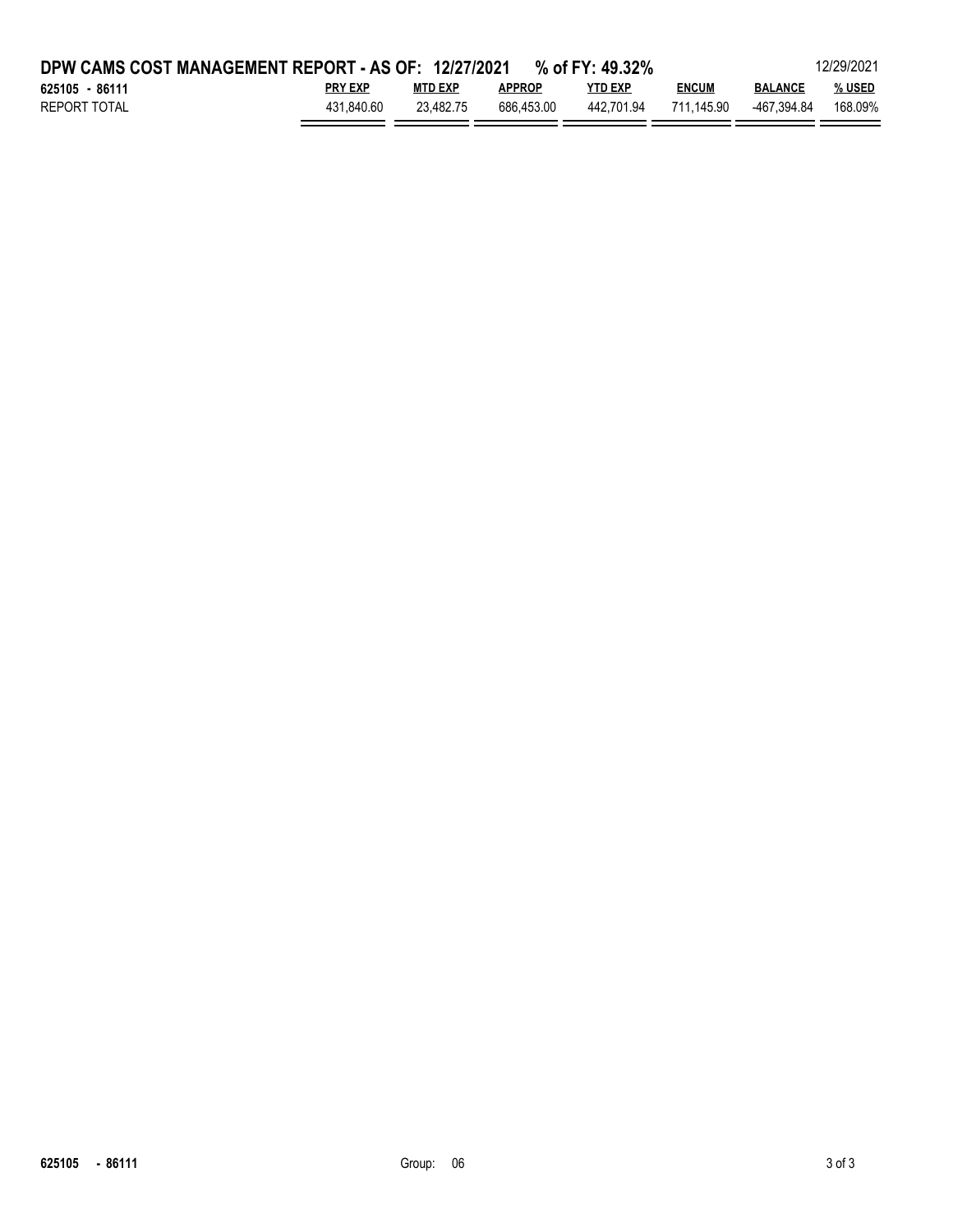# DPW CAMS COST MANAGEMENT REPORT - AS OF: 12/27/2021 % of FY: 49.32%

12/29/2021

| 625105 - 86111 | PRY EXP | MTD EXP | APPROP | YTD EXP | ENCUM | BALANCE | % USED |
|---|---|---|---|---|---|---|---|
| REPORT TOTAL | 431,840.60 | 23,482.75 | 686,453.00 | 442,701.94 | 711,145.90 | -467,394.84 | 168.09% |

625105 - 86111 Group: 06